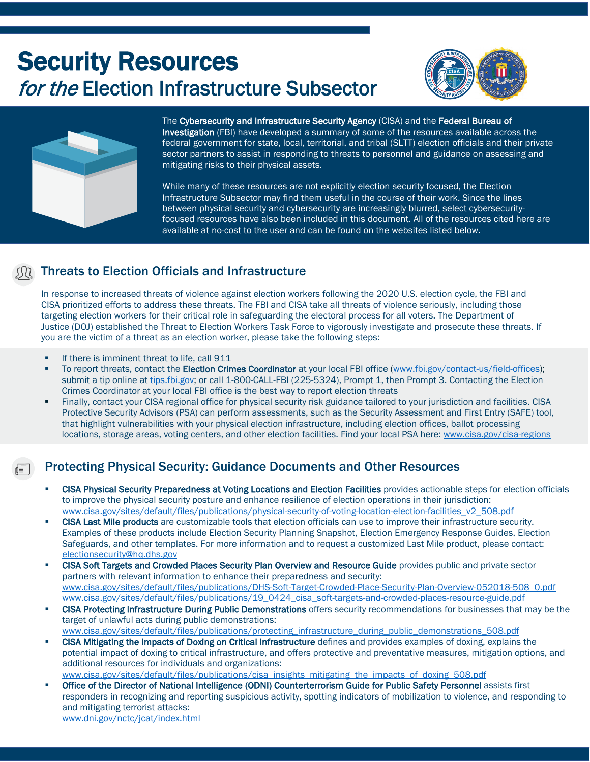# Security Resources *for the* Election Infrastructure Subsector

The **Cybersecurity and Infrastructure Security Agency** (CISA) and the **Federal Bureau of Investigation** (FBI) have developed a summary of some of the resources available across the federal government for state, local, territorial, and tribal (SLTT) election officials and their private sector partners to assist in responding to threats to personnel and guidance on assessing and mitigating risks to their physical assets.

While many of these resources are not explicitly election security focused, the Election Infrastructure Subsector may find them useful in the course of their work. Since the lines between physical security and cybersecurity are increasingly blurred, select cybersecurity-focused resources have also been included in this document. All of the resources cited here are available at no-cost to the user and can be found on the websites listed below.

## Threats to Election Officials and Infrastructure

In response to increased threats of violence against election workers following the 2020 U.S. election cycle, the FBI and CISA prioritized efforts to address these threats. The FBI and CISA take all threats of violence seriously, including those targeting election workers for their critical role in safeguarding the electoral process for all voters. The Department of Justice (DOJ) established the Threat to Election Workers Task Force to vigorously investigate and prosecute these threats. If you are the victim of a threat as an election worker, please take the following steps:

- If there is imminent threat to life, call 911
- To report threats, contact the **Election Crimes Coordinator** at your local FBI office (www.fbi.gov/contact-us/field-offices); submit a tip online at tips.fbi.gov; or call 1-800-CALL-FBI (225-5324), Prompt 1, then Prompt 3. Contacting the Election Crimes Coordinator at your local FBI office is the best way to report election threats
- Finally, contact your CISA regional office for physical security risk guidance tailored to your jurisdiction and facilities. CISA Protective Security Advisors (PSA) can perform assessments, such as the Security Assessment and First Entry (SAFE) tool, that highlight vulnerabilities with your physical election infrastructure, including election offices, ballot processing locations, storage areas, voting centers, and other election facilities. Find your local PSA here: www.cisa.gov/cisa-regions

## Protecting Physical Security: Guidance Documents and Other Resources

- **CISA Physical Security Preparedness at Voting Locations and Election Facilities** provides actionable steps for election officials to improve the physical security posture and enhance resilience of election operations in their jurisdiction: www.cisa.gov/sites/default/files/publications/physical-security-of-voting-location-election-facilities_v2_508.pdf
- **CISA Last Mile products** are customizable tools that election officials can use to improve their infrastructure security. Examples of these products include Election Security Planning Snapshot, Election Emergency Response Guides, Election Safeguards, and other templates. For more information and to request a customized Last Mile product, please contact: electionsecurity@hq.dhs.gov
- **CISA Soft Targets and Crowded Places Security Plan Overview and Resource Guide** provides public and private sector partners with relevant information to enhance their preparedness and security: www.cisa.gov/sites/default/files/publications/DHS-Soft-Target-Crowded-Place-Security-Plan-Overview-052018-508_0.pdf www.cisa.gov/sites/default/files/publications/19_0424_cisa_soft-targets-and-crowded-places-resource-guide.pdf
- **CISA Protecting Infrastructure During Public Demonstrations** offers security recommendations for businesses that may be the target of unlawful acts during public demonstrations: www.cisa.gov/sites/default/files/publications/protecting_infrastructure_during_public_demonstrations_508.pdf
- **CISA Mitigating the Impacts of Doxing on Critical Infrastructure** defines and provides examples of doxing, explains the potential impact of doxing to critical infrastructure, and offers protective and preventative measures, mitigation options, and additional resources for individuals and organizations: www.cisa.gov/sites/default/files/publications/cisa_insights_mitigating_the_impacts_of_doxing_508.pdf
- **Office of the Director of National Intelligence (ODNI) Counterterrorism Guide for Public Safety Personnel** assists first responders in recognizing and reporting suspicious activity, spotting indicators of mobilization to violence, and responding to and mitigating terrorist attacks: www.dni.gov/nctc/jcat/index.html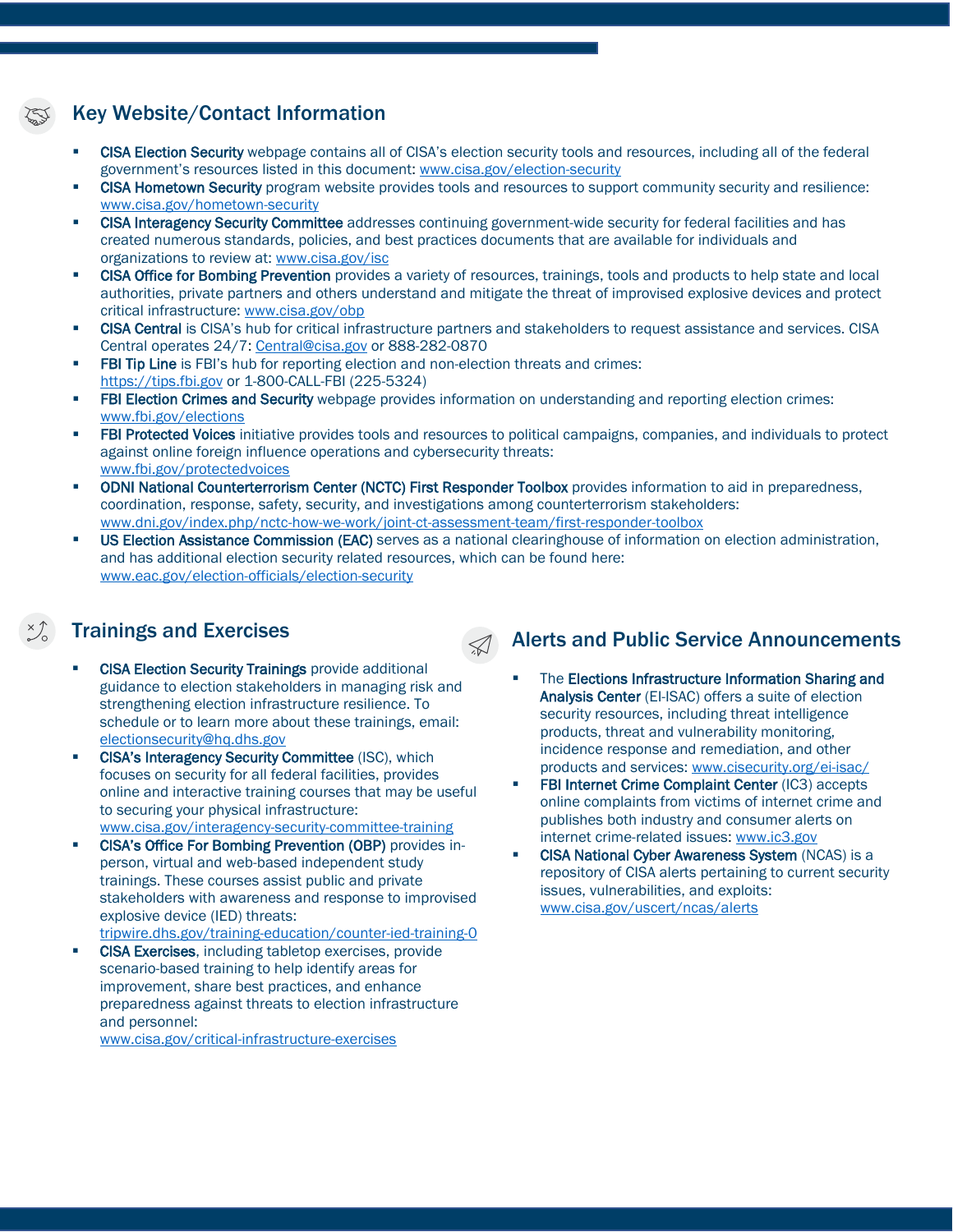## Key Website/Contact Information

- **CISA Election Security** webpage contains all of CISA's election security tools and resources, including all of the federal government's resources listed in this document: www.cisa.gov/election-security
- **CISA Hometown Security** program website provides tools and resources to support community security and resilience: www.cisa.gov/hometown-security
- **CISA Interagency Security Committee** addresses continuing government-wide security for federal facilities and has created numerous standards, policies, and best practices documents that are available for individuals and organizations to review at: www.cisa.gov/isc
- **CISA Office for Bombing Prevention** provides a variety of resources, trainings, tools and products to help state and local authorities, private partners and others understand and mitigate the threat of improvised explosive devices and protect critical infrastructure: www.cisa.gov/obp
- **CISA Central** is CISA's hub for critical infrastructure partners and stakeholders to request assistance and services. CISA Central operates 24/7: Central@cisa.gov or 888-282-0870
- **FBI Tip Line** is FBI's hub for reporting election and non-election threats and crimes: https://tips.fbi.gov or 1-800-CALL-FBI (225-5324)
- **FBI Election Crimes and Security** webpage provides information on understanding and reporting election crimes: www.fbi.gov/elections
- **FBI Protected Voices** initiative provides tools and resources to political campaigns, companies, and individuals to protect against online foreign influence operations and cybersecurity threats: www.fbi.gov/protectedvoices
- **ODNI National Counterterrorism Center (NCTC) First Responder Toolbox** provides information to aid in preparedness, coordination, response, safety, security, and investigations among counterterrorism stakeholders: www.dni.gov/index.php/nctc-how-we-work/joint-ct-assessment-team/first-responder-toolbox
- **US Election Assistance Commission (EAC)** serves as a national clearinghouse of information on election administration, and has additional election security related resources, which can be found here: www.eac.gov/election-officials/election-security

## Trainings and Exercises

- **CISA Election Security Trainings** provide additional guidance to election stakeholders in managing risk and strengthening election infrastructure resilience. To schedule or to learn more about these trainings, email: electionsecurity@hq.dhs.gov
- **CISA's Interagency Security Committee** (ISC), which focuses on security for all federal facilities, provides online and interactive training courses that may be useful to securing your physical infrastructure: www.cisa.gov/interagency-security-committee-training
- **CISA's Office For Bombing Prevention (OBP)** provides in-person, virtual and web-based independent study trainings. These courses assist public and private stakeholders with awareness and response to improvised explosive device (IED) threats: tripwire.dhs.gov/training-education/counter-ied-training-0
- **CISA Exercises**, including tabletop exercises, provide scenario-based training to help identify areas for improvement, share best practices, and enhance preparedness against threats to election infrastructure and personnel: www.cisa.gov/critical-infrastructure-exercises

## Alerts and Public Service Announcements

- The **Elections Infrastructure Information Sharing and Analysis Center** (EI-ISAC) offers a suite of election security resources, including threat intelligence products, threat and vulnerability monitoring, incidence response and remediation, and other products and services: www.cisecurity.org/ei-isac/
- **FBI Internet Crime Complaint Center** (IC3) accepts online complaints from victims of internet crime and publishes both industry and consumer alerts on internet crime-related issues: www.ic3.gov
- **CISA National Cyber Awareness System** (NCAS) is a repository of CISA alerts pertaining to current security issues, vulnerabilities, and exploits: www.cisa.gov/uscert/ncas/alerts